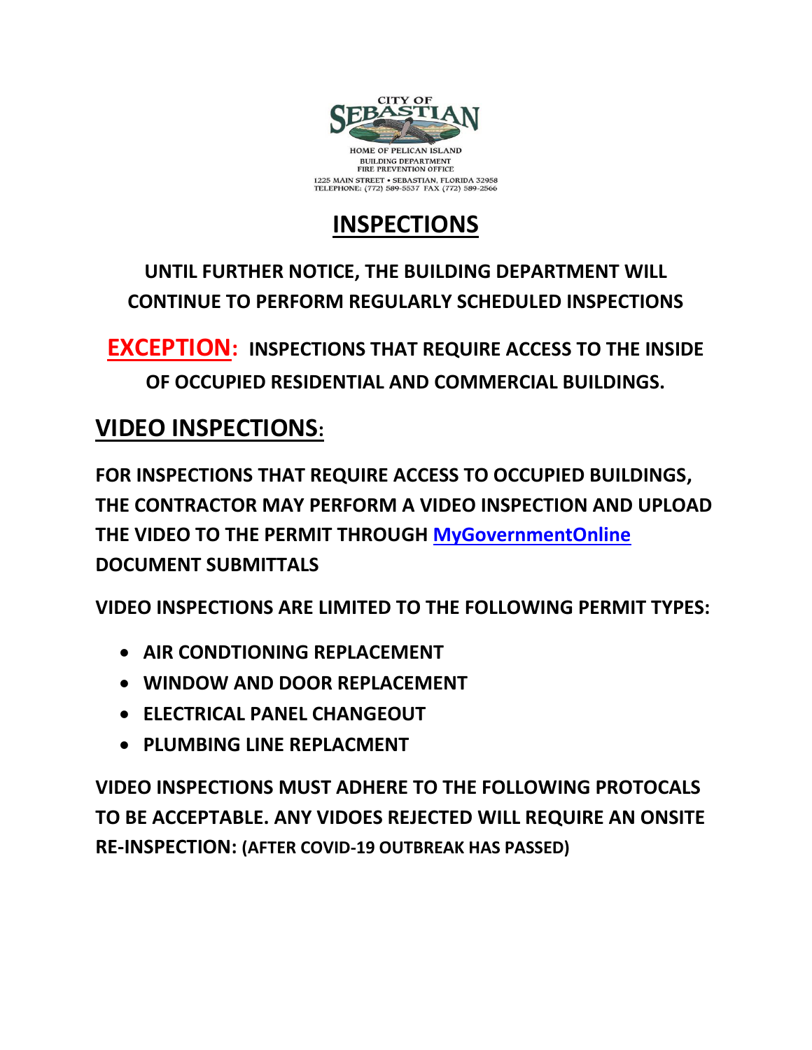CITY OF SEBASTIAN

HOME OF PELICAN ISLAND

BUILDING DEPARTMENT
FIRE PREVENTION OFFICE

1225 MAIN STREET • SEBASTIAN, FLORIDA 32958
TELEPHONE: (772) 589-5537 FAX (772) 589-2566

# INSPECTIONS

**UNTIL FURTHER NOTICE, THE BUILDING DEPARTMENT WILL CONTINUE TO PERFORM REGULARLY SCHEDULED INSPECTIONS**

**EXCEPTION: INSPECTIONS THAT REQUIRE ACCESS TO THE INSIDE OF OCCUPIED RESIDENTIAL AND COMMERCIAL BUILDINGS.**

## VIDEO INSPECTIONS:

**FOR INSPECTIONS THAT REQUIRE ACCESS TO OCCUPIED BUILDINGS, THE CONTRACTOR MAY PERFORM A VIDEO INSPECTION AND UPLOAD THE VIDEO TO THE PERMIT THROUGH MyGovernmentOnline DOCUMENT SUBMITTALS**

**VIDEO INSPECTIONS ARE LIMITED TO THE FOLLOWING PERMIT TYPES:**

- **AIR CONDTIONING REPLACEMENT**
- **WINDOW AND DOOR REPLACEMENT**
- **ELECTRICAL PANEL CHANGEOUT**
- **PLUMBING LINE REPLACMENT**

**VIDEO INSPECTIONS MUST ADHERE TO THE FOLLOWING PROTOCALS TO BE ACCEPTABLE. ANY VIDOES REJECTED WILL REQUIRE AN ONSITE RE-INSPECTION: (AFTER COVID-19 OUTBREAK HAS PASSED)**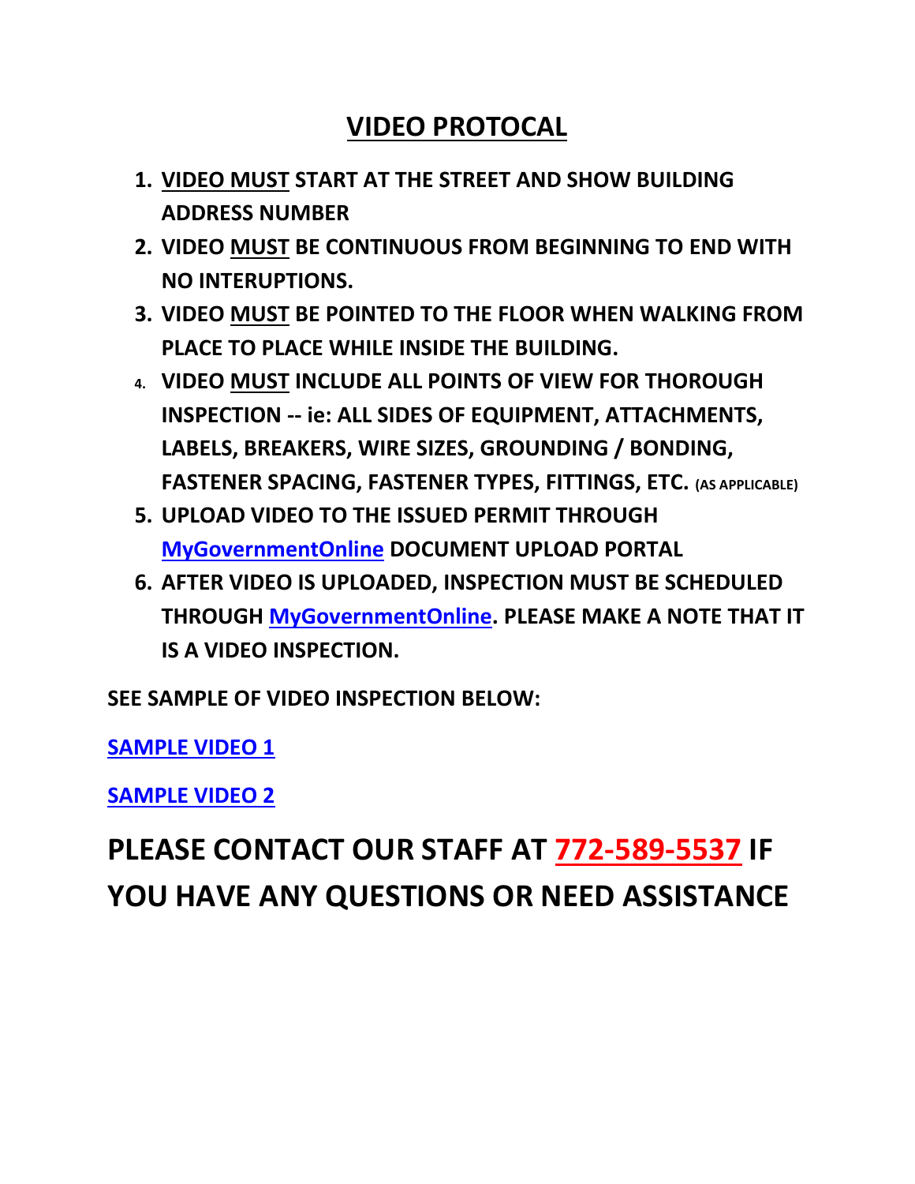# VIDEO PROTOCAL

1. **VIDEO MUST START AT THE STREET AND SHOW BUILDING ADDRESS NUMBER**
2. **VIDEO MUST BE CONTINUOUS FROM BEGINNING TO END WITH NO INTERUPTIONS.**
3. **VIDEO MUST BE POINTED TO THE FLOOR WHEN WALKING FROM PLACE TO PLACE WHILE INSIDE THE BUILDING.**
4. **VIDEO MUST INCLUDE ALL POINTS OF VIEW FOR THOROUGH INSPECTION -- ie: ALL SIDES OF EQUIPMENT, ATTACHMENTS, LABELS, BREAKERS, WIRE SIZES, GROUNDING / BONDING, FASTENER SPACING, FASTENER TYPES, FITTINGS, ETC. (AS APPLICABLE)**
5. **UPLOAD VIDEO TO THE ISSUED PERMIT THROUGH MyGovernmentOnline DOCUMENT UPLOAD PORTAL**
6. **AFTER VIDEO IS UPLOADED, INSPECTION MUST BE SCHEDULED THROUGH MyGovernmentOnline. PLEASE MAKE A NOTE THAT IT IS A VIDEO INSPECTION.**

**SEE SAMPLE OF VIDEO INSPECTION BELOW:**

**SAMPLE VIDEO 1**

**SAMPLE VIDEO 2**

## PLEASE CONTACT OUR STAFF AT 772-589-5537 IF YOU HAVE ANY QUESTIONS OR NEED ASSISTANCE